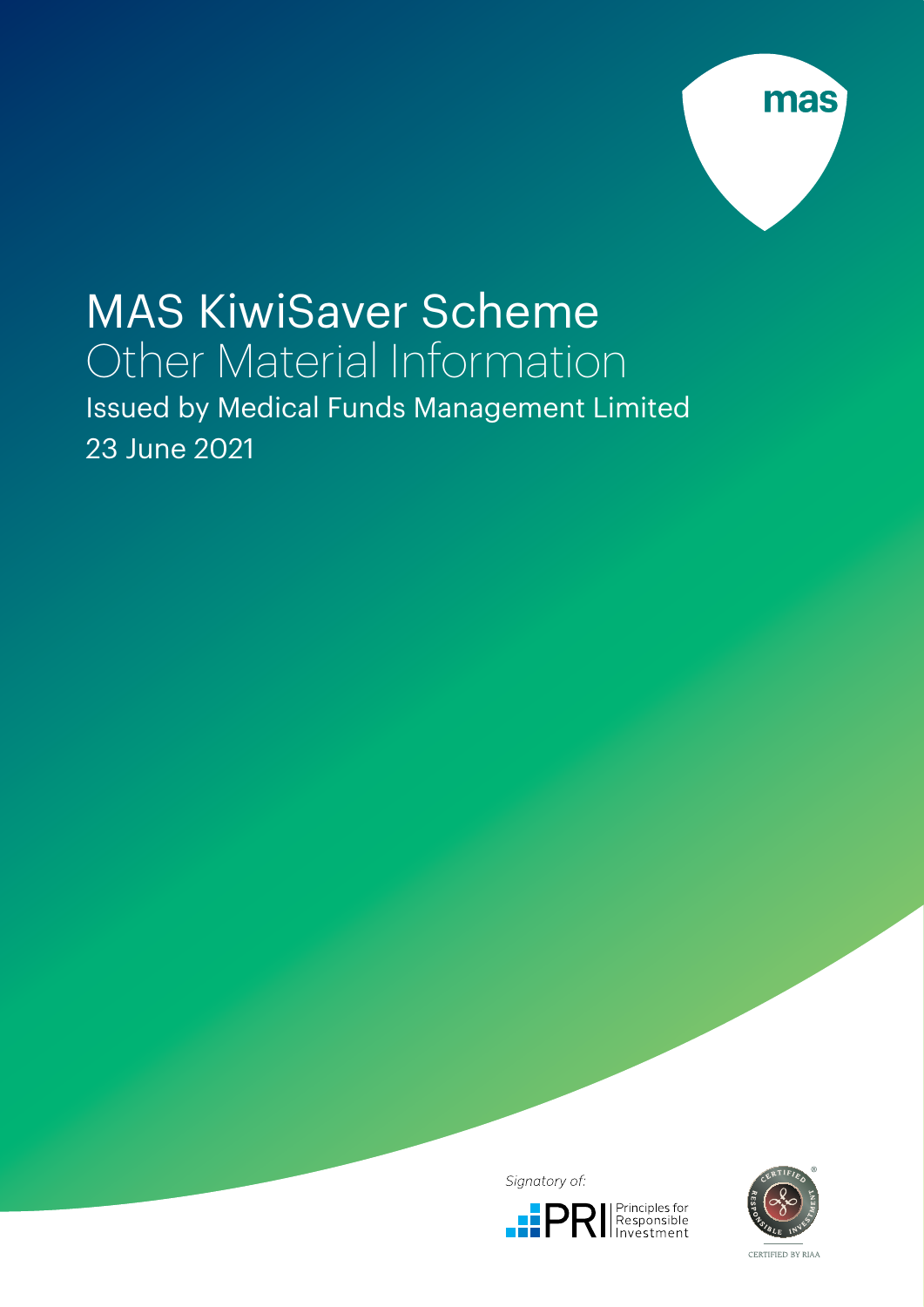mas

# MAS KiwiSaver Scheme

## Other Material Information

Issued by Medical Funds Management Limited

23 June 2021

*Signatory of:*

PRI Principles for Responsible Investment

CERTIFIED RESPONSIBLE INVESTMENT

CERTIFIED BY RIAA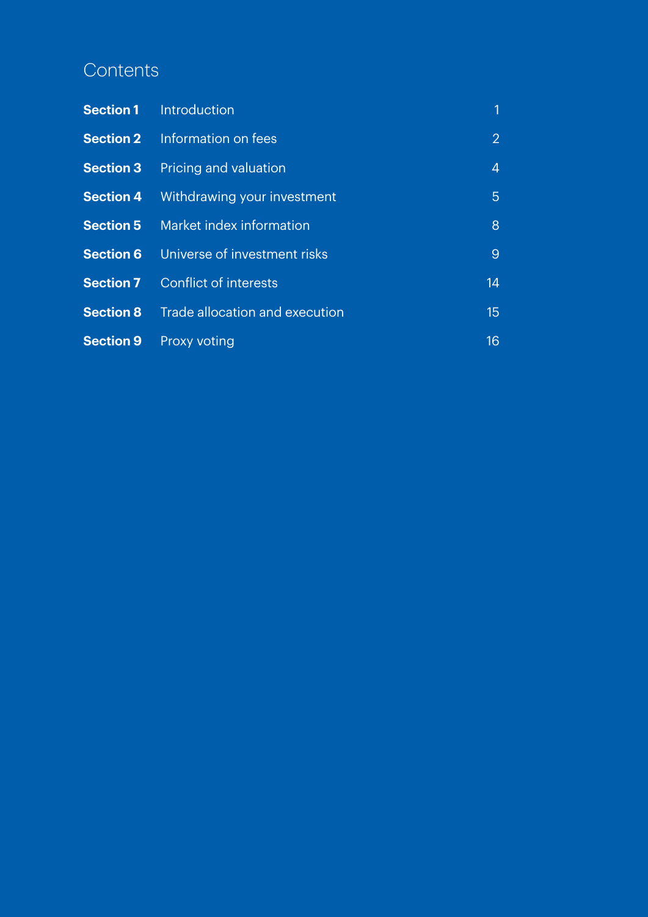# Contents

| | | |
|---|---|---|
| **Section 1** | Introduction | 1 |
| **Section 2** | Information on fees | 2 |
| **Section 3** | Pricing and valuation | 4 |
| **Section 4** | Withdrawing your investment | 5 |
| **Section 5** | Market index information | 8 |
| **Section 6** | Universe of investment risks | 9 |
| **Section 7** | Conflict of interests | 14 |
| **Section 8** | Trade allocation and execution | 15 |
| **Section 9** | Proxy voting | 16 |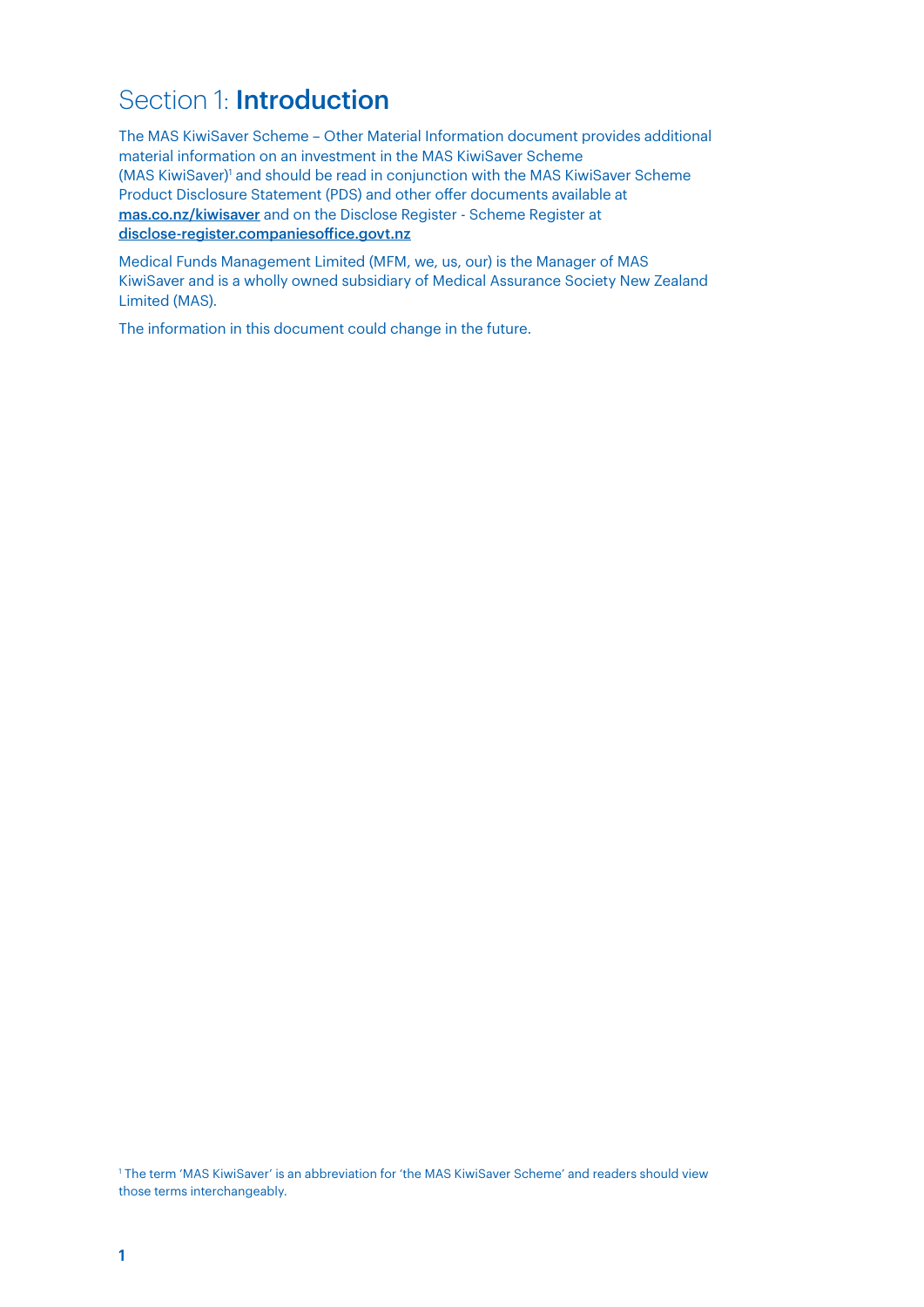# Section 1: **Introduction**

The MAS KiwiSaver Scheme – Other Material Information document provides additional material information on an investment in the MAS KiwiSaver Scheme (MAS KiwiSaver)[1] and should be read in conjunction with the MAS KiwiSaver Scheme Product Disclosure Statement (PDS) and other offer documents available at **mas.co.nz/kiwisaver** and on the Disclose Register - Scheme Register at **disclose-register.companiesoffice.govt.nz**

Medical Funds Management Limited (MFM, we, us, our) is the Manager of MAS KiwiSaver and is a wholly owned subsidiary of Medical Assurance Society New Zealand Limited (MAS).

The information in this document could change in the future.

[1] The term 'MAS KiwiSaver' is an abbreviation for 'the MAS KiwiSaver Scheme' and readers should view those terms interchangeably.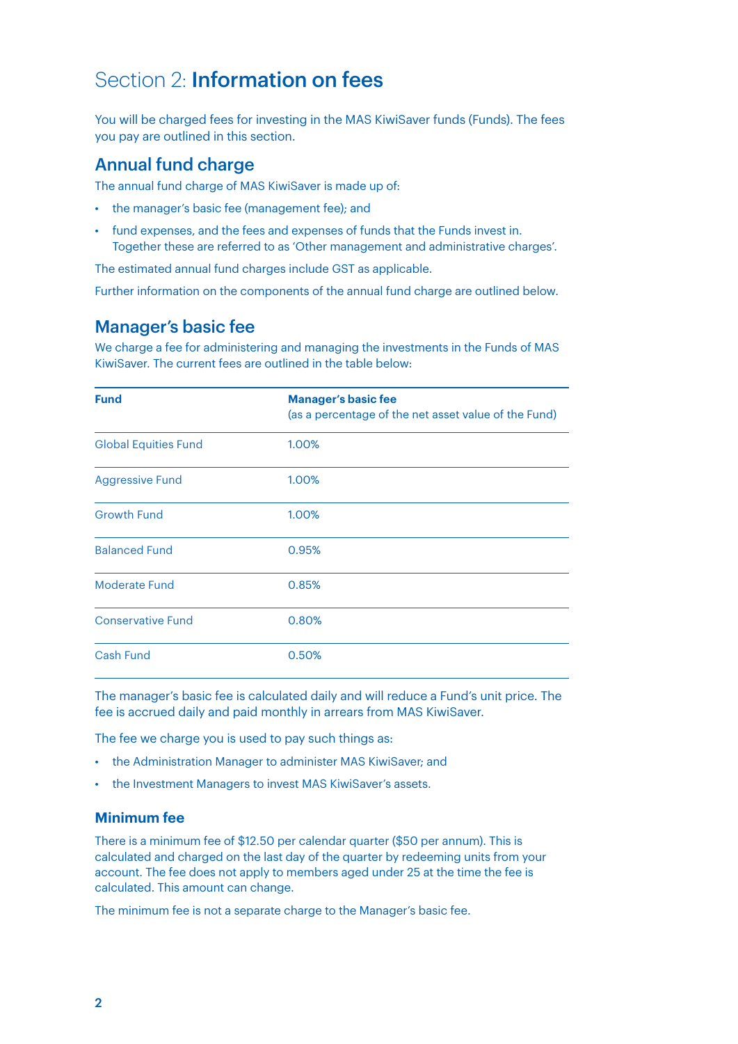# Section 2: **Information on fees**

You will be charged fees for investing in the MAS KiwiSaver funds (Funds). The fees you pay are outlined in this section.

## Annual fund charge

The annual fund charge of MAS KiwiSaver is made up of:

- the manager's basic fee (management fee); and
- fund expenses, and the fees and expenses of funds that the Funds invest in. Together these are referred to as 'Other management and administrative charges'.

The estimated annual fund charges include GST as applicable.

Further information on the components of the annual fund charge are outlined below.

## Manager's basic fee

We charge a fee for administering and managing the investments in the Funds of MAS KiwiSaver. The current fees are outlined in the table below:

| Fund | Manager's basic fee (as a percentage of the net asset value of the Fund) |
|---|---|
| Global Equities Fund | 1.00% |
| Aggressive Fund | 1.00% |
| Growth Fund | 1.00% |
| Balanced Fund | 0.95% |
| Moderate Fund | 0.85% |
| Conservative Fund | 0.80% |
| Cash Fund | 0.50% |

The manager's basic fee is calculated daily and will reduce a Fund's unit price. The fee is accrued daily and paid monthly in arrears from MAS KiwiSaver.

The fee we charge you is used to pay such things as:

- the Administration Manager to administer MAS KiwiSaver; and
- the Investment Managers to invest MAS KiwiSaver's assets.

### Minimum fee

There is a minimum fee of $12.50 per calendar quarter ($50 per annum). This is calculated and charged on the last day of the quarter by redeeming units from your account. The fee does not apply to members aged under 25 at the time the fee is calculated. This amount can change.

The minimum fee is not a separate charge to the Manager's basic fee.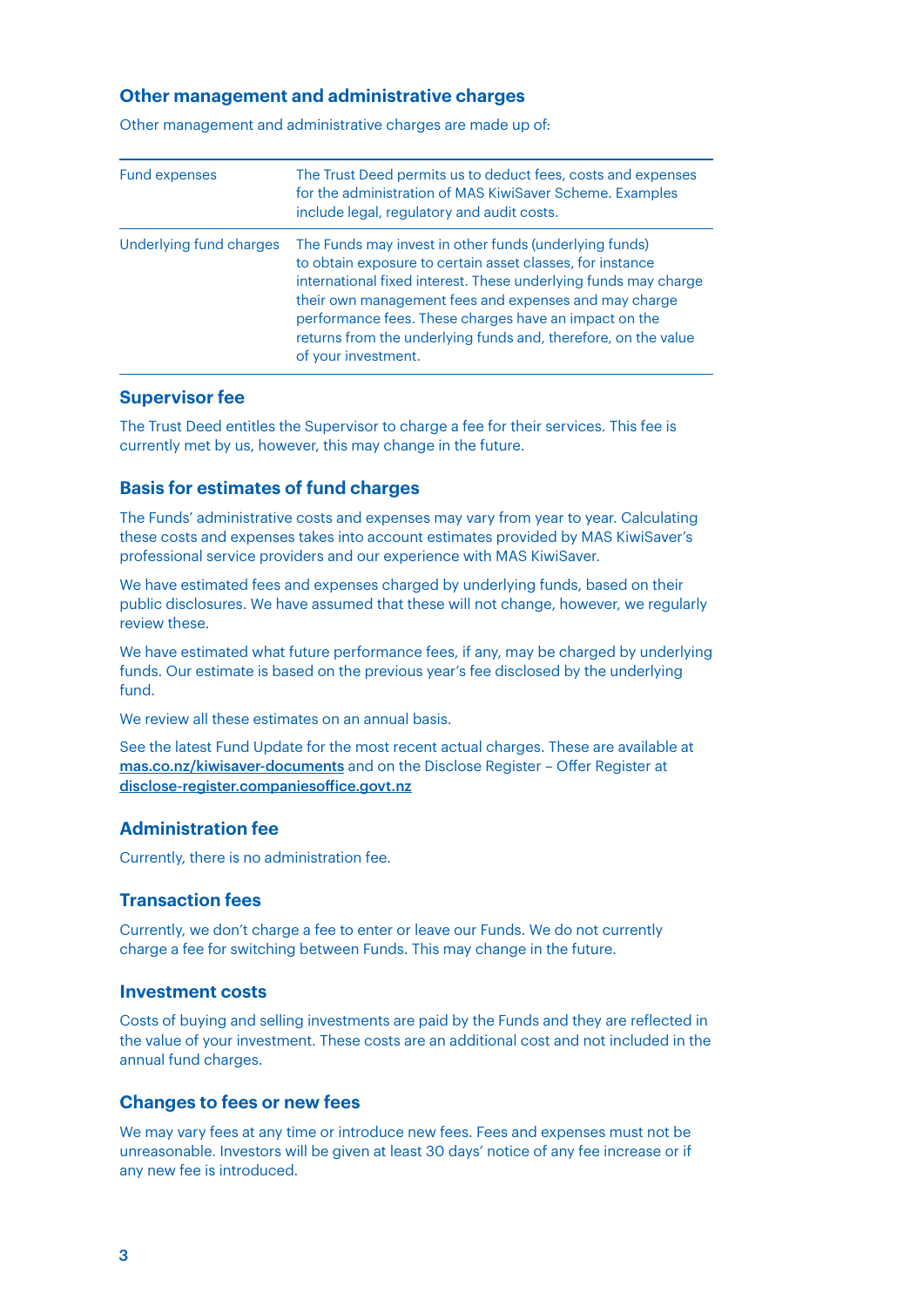### Other management and administrative charges

Other management and administrative charges are made up of:

| | |
|---|---|
| Fund expenses | The Trust Deed permits us to deduct fees, costs and expenses for the administration of MAS KiwiSaver Scheme. Examples include legal, regulatory and audit costs. |
| Underlying fund charges | The Funds may invest in other funds (underlying funds) to obtain exposure to certain asset classes, for instance international fixed interest. These underlying funds may charge their own management fees and expenses and may charge performance fees. These charges have an impact on the returns from the underlying funds and, therefore, on the value of your investment. |

### Supervisor fee

The Trust Deed entitles the Supervisor to charge a fee for their services. This fee is currently met by us, however, this may change in the future.

### Basis for estimates of fund charges

The Funds' administrative costs and expenses may vary from year to year. Calculating these costs and expenses takes into account estimates provided by MAS KiwiSaver's professional service providers and our experience with MAS KiwiSaver.

We have estimated fees and expenses charged by underlying funds, based on their public disclosures. We have assumed that these will not change, however, we regularly review these.

We have estimated what future performance fees, if any, may be charged by underlying funds. Our estimate is based on the previous year's fee disclosed by the underlying fund.

We review all these estimates on an annual basis.

See the latest Fund Update for the most recent actual charges. These are available at **mas.co.nz/kiwisaver-documents** and on the Disclose Register – Offer Register at **disclose-register.companiesoffice.govt.nz**

### Administration fee

Currently, there is no administration fee.

### Transaction fees

Currently, we don't charge a fee to enter or leave our Funds. We do not currently charge a fee for switching between Funds. This may change in the future.

### Investment costs

Costs of buying and selling investments are paid by the Funds and they are reflected in the value of your investment. These costs are an additional cost and not included in the annual fund charges.

### Changes to fees or new fees

We may vary fees at any time or introduce new fees. Fees and expenses must not be unreasonable. Investors will be given at least 30 days' notice of any fee increase or if any new fee is introduced.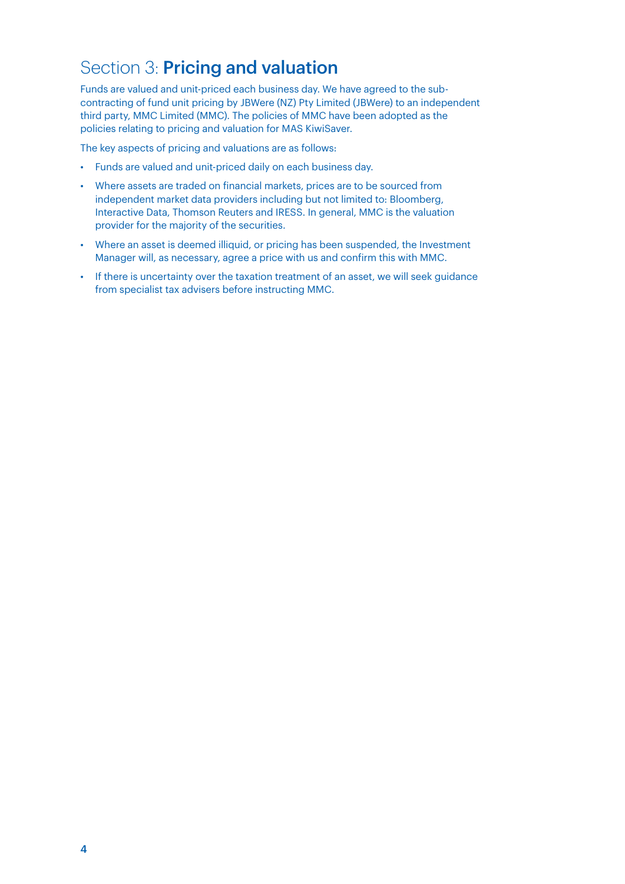# Section 3: **Pricing and valuation**

Funds are valued and unit-priced each business day. We have agreed to the sub-contracting of fund unit pricing by JBWere (NZ) Pty Limited (JBWere) to an independent third party, MMC Limited (MMC). The policies of MMC have been adopted as the policies relating to pricing and valuation for MAS KiwiSaver.

The key aspects of pricing and valuations are as follows:

- Funds are valued and unit-priced daily on each business day.
- Where assets are traded on financial markets, prices are to be sourced from independent market data providers including but not limited to: Bloomberg, Interactive Data, Thomson Reuters and IRESS. In general, MMC is the valuation provider for the majority of the securities.
- Where an asset is deemed illiquid, or pricing has been suspended, the Investment Manager will, as necessary, agree a price with us and confirm this with MMC.
- If there is uncertainty over the taxation treatment of an asset, we will seek guidance from specialist tax advisers before instructing MMC.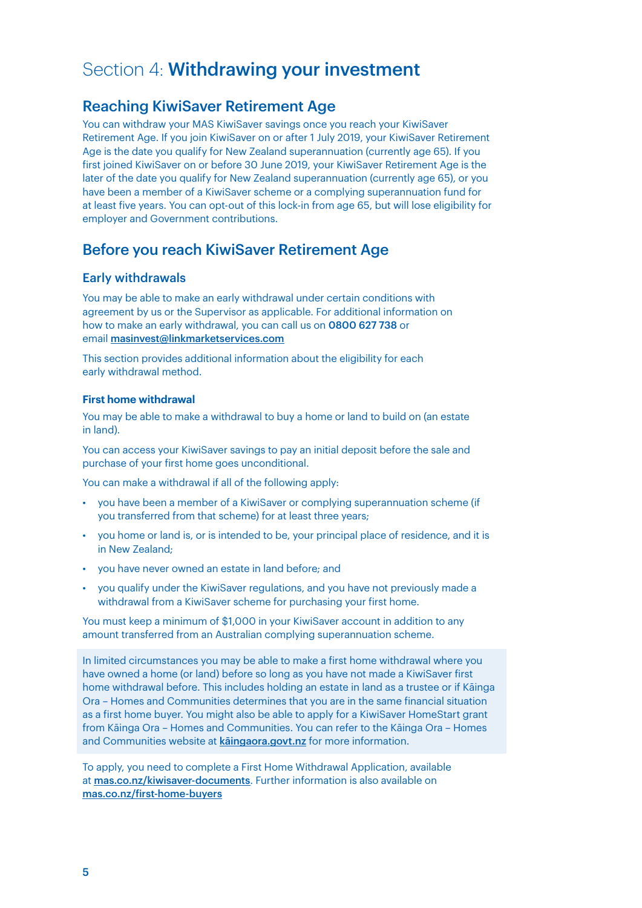# Section 4: **Withdrawing your investment**

## Reaching KiwiSaver Retirement Age

You can withdraw your MAS KiwiSaver savings once you reach your KiwiSaver Retirement Age. If you join KiwiSaver on or after 1 July 2019, your KiwiSaver Retirement Age is the date you qualify for New Zealand superannuation (currently age 65). If you first joined KiwiSaver on or before 30 June 2019, your KiwiSaver Retirement Age is the later of the date you qualify for New Zealand superannuation (currently age 65), or you have been a member of a KiwiSaver scheme or a complying superannuation fund for at least five years. You can opt-out of this lock-in from age 65, but will lose eligibility for employer and Government contributions.

## Before you reach KiwiSaver Retirement Age

### Early withdrawals

You may be able to make an early withdrawal under certain conditions with agreement by us or the Supervisor as applicable. For additional information on how to make an early withdrawal, you can call us on **0800 627 738** or email **masinvest@linkmarketservices.com**

This section provides additional information about the eligibility for each early withdrawal method.

#### First home withdrawal

You may be able to make a withdrawal to buy a home or land to build on (an estate in land).

You can access your KiwiSaver savings to pay an initial deposit before the sale and purchase of your first home goes unconditional.

You can make a withdrawal if all of the following apply:

- you have been a member of a KiwiSaver or complying superannuation scheme (if you transferred from that scheme) for at least three years;
- you home or land is, or is intended to be, your principal place of residence, and it is in New Zealand;
- you have never owned an estate in land before; and
- you qualify under the KiwiSaver regulations, and you have not previously made a withdrawal from a KiwiSaver scheme for purchasing your first home.

You must keep a minimum of $1,000 in your KiwiSaver account in addition to any amount transferred from an Australian complying superannuation scheme.

In limited circumstances you may be able to make a first home withdrawal where you have owned a home (or land) before so long as you have not made a KiwiSaver first home withdrawal before. This includes holding an estate in land as a trustee or if Kāinga Ora – Homes and Communities determines that you are in the same financial situation as a first home buyer. You might also be able to apply for a KiwiSaver HomeStart grant from Kāinga Ora – Homes and Communities. You can refer to the Kāinga Ora – Homes and Communities website at **kāingaora.govt.nz** for more information.

To apply, you need to complete a First Home Withdrawal Application, available at **mas.co.nz/kiwisaver-documents**. Further information is also available on **mas.co.nz/first-home-buyers**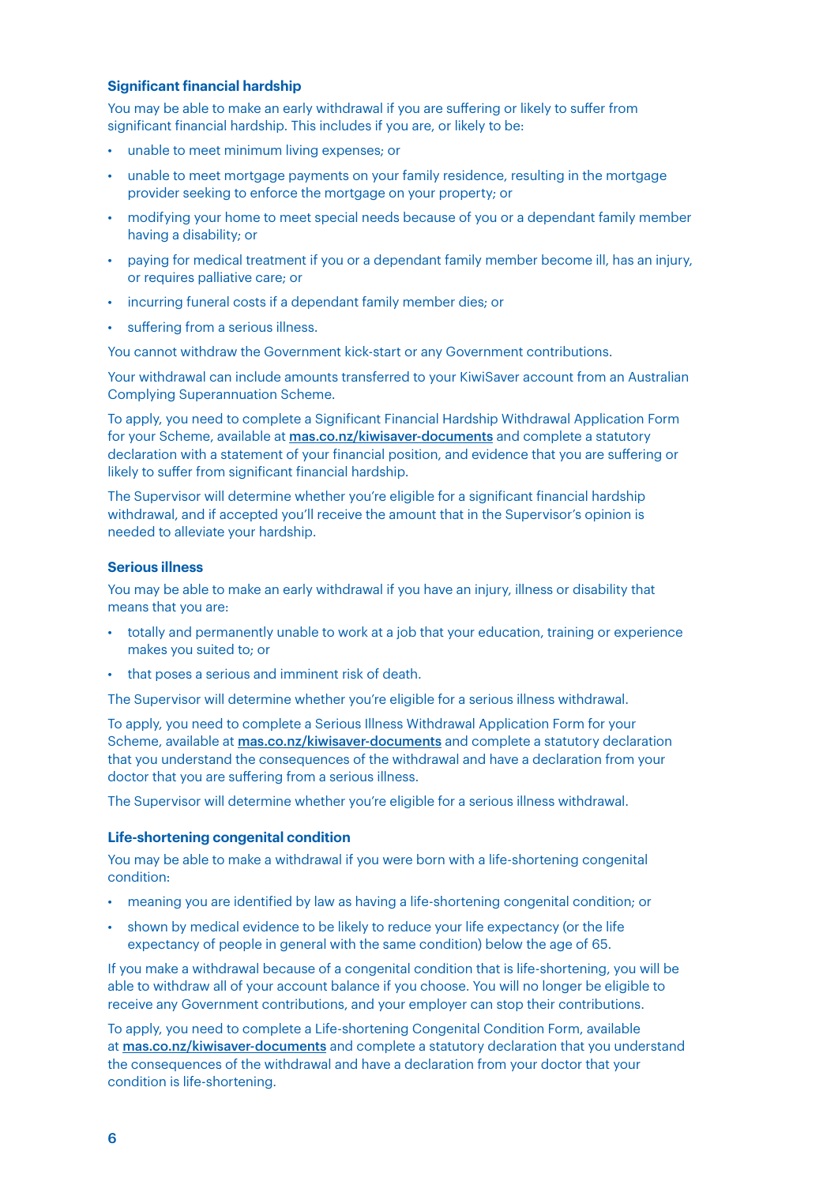### Significant financial hardship

You may be able to make an early withdrawal if you are suffering or likely to suffer from significant financial hardship. This includes if you are, or likely to be:

- unable to meet minimum living expenses; or
- unable to meet mortgage payments on your family residence, resulting in the mortgage provider seeking to enforce the mortgage on your property; or
- modifying your home to meet special needs because of you or a dependant family member having a disability; or
- paying for medical treatment if you or a dependant family member become ill, has an injury, or requires palliative care; or
- incurring funeral costs if a dependant family member dies; or
- suffering from a serious illness.

You cannot withdraw the Government kick-start or any Government contributions.

Your withdrawal can include amounts transferred to your KiwiSaver account from an Australian Complying Superannuation Scheme.

To apply, you need to complete a Significant Financial Hardship Withdrawal Application Form for your Scheme, available at **mas.co.nz/kiwisaver-documents** and complete a statutory declaration with a statement of your financial position, and evidence that you are suffering or likely to suffer from significant financial hardship.

The Supervisor will determine whether you're eligible for a significant financial hardship withdrawal, and if accepted you'll receive the amount that in the Supervisor's opinion is needed to alleviate your hardship.

### Serious illness

You may be able to make an early withdrawal if you have an injury, illness or disability that means that you are:

- totally and permanently unable to work at a job that your education, training or experience makes you suited to; or
- that poses a serious and imminent risk of death.

The Supervisor will determine whether you're eligible for a serious illness withdrawal.

To apply, you need to complete a Serious Illness Withdrawal Application Form for your Scheme, available at **mas.co.nz/kiwisaver-documents** and complete a statutory declaration that you understand the consequences of the withdrawal and have a declaration from your doctor that you are suffering from a serious illness.

The Supervisor will determine whether you're eligible for a serious illness withdrawal.

### Life-shortening congenital condition

You may be able to make a withdrawal if you were born with a life-shortening congenital condition:

- meaning you are identified by law as having a life-shortening congenital condition; or
- shown by medical evidence to be likely to reduce your life expectancy (or the life expectancy of people in general with the same condition) below the age of 65.

If you make a withdrawal because of a congenital condition that is life-shortening, you will be able to withdraw all of your account balance if you choose. You will no longer be eligible to receive any Government contributions, and your employer can stop their contributions.

To apply, you need to complete a Life-shortening Congenital Condition Form, available at **mas.co.nz/kiwisaver-documents** and complete a statutory declaration that you understand the consequences of the withdrawal and have a declaration from your doctor that your condition is life-shortening.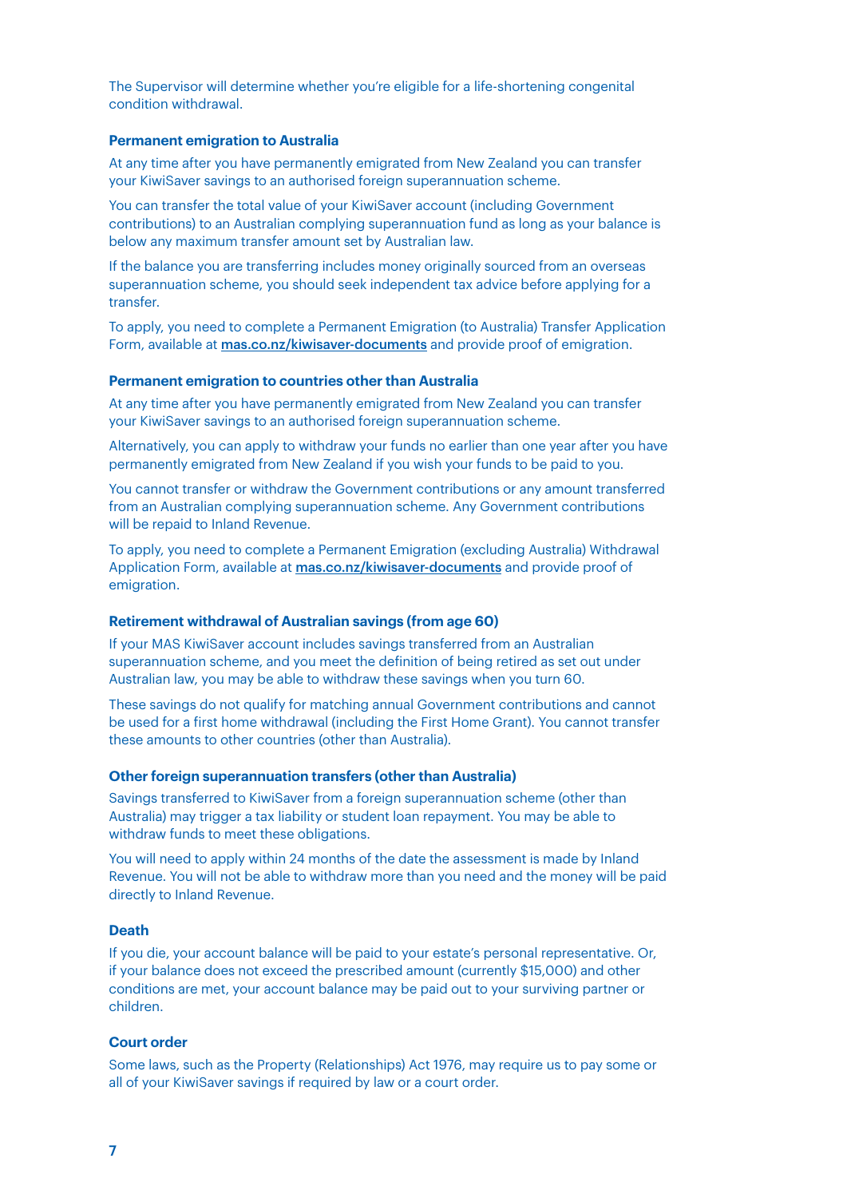The Supervisor will determine whether you're eligible for a life-shortening congenital condition withdrawal.

### Permanent emigration to Australia

At any time after you have permanently emigrated from New Zealand you can transfer your KiwiSaver savings to an authorised foreign superannuation scheme.

You can transfer the total value of your KiwiSaver account (including Government contributions) to an Australian complying superannuation fund as long as your balance is below any maximum transfer amount set by Australian law.

If the balance you are transferring includes money originally sourced from an overseas superannuation scheme, you should seek independent tax advice before applying for a transfer.

To apply, you need to complete a Permanent Emigration (to Australia) Transfer Application Form, available at **mas.co.nz/kiwisaver-documents** and provide proof of emigration.

### Permanent emigration to countries other than Australia

At any time after you have permanently emigrated from New Zealand you can transfer your KiwiSaver savings to an authorised foreign superannuation scheme.

Alternatively, you can apply to withdraw your funds no earlier than one year after you have permanently emigrated from New Zealand if you wish your funds to be paid to you.

You cannot transfer or withdraw the Government contributions or any amount transferred from an Australian complying superannuation scheme. Any Government contributions will be repaid to Inland Revenue.

To apply, you need to complete a Permanent Emigration (excluding Australia) Withdrawal Application Form, available at **mas.co.nz/kiwisaver-documents** and provide proof of emigration.

### Retirement withdrawal of Australian savings (from age 60)

If your MAS KiwiSaver account includes savings transferred from an Australian superannuation scheme, and you meet the definition of being retired as set out under Australian law, you may be able to withdraw these savings when you turn 60.

These savings do not qualify for matching annual Government contributions and cannot be used for a first home withdrawal (including the First Home Grant). You cannot transfer these amounts to other countries (other than Australia).

### Other foreign superannuation transfers (other than Australia)

Savings transferred to KiwiSaver from a foreign superannuation scheme (other than Australia) may trigger a tax liability or student loan repayment. You may be able to withdraw funds to meet these obligations.

You will need to apply within 24 months of the date the assessment is made by Inland Revenue. You will not be able to withdraw more than you need and the money will be paid directly to Inland Revenue.

### Death

If you die, your account balance will be paid to your estate's personal representative. Or, if your balance does not exceed the prescribed amount (currently $15,000) and other conditions are met, your account balance may be paid out to your surviving partner or children.

### Court order

Some laws, such as the Property (Relationships) Act 1976, may require us to pay some or all of your KiwiSaver savings if required by law or a court order.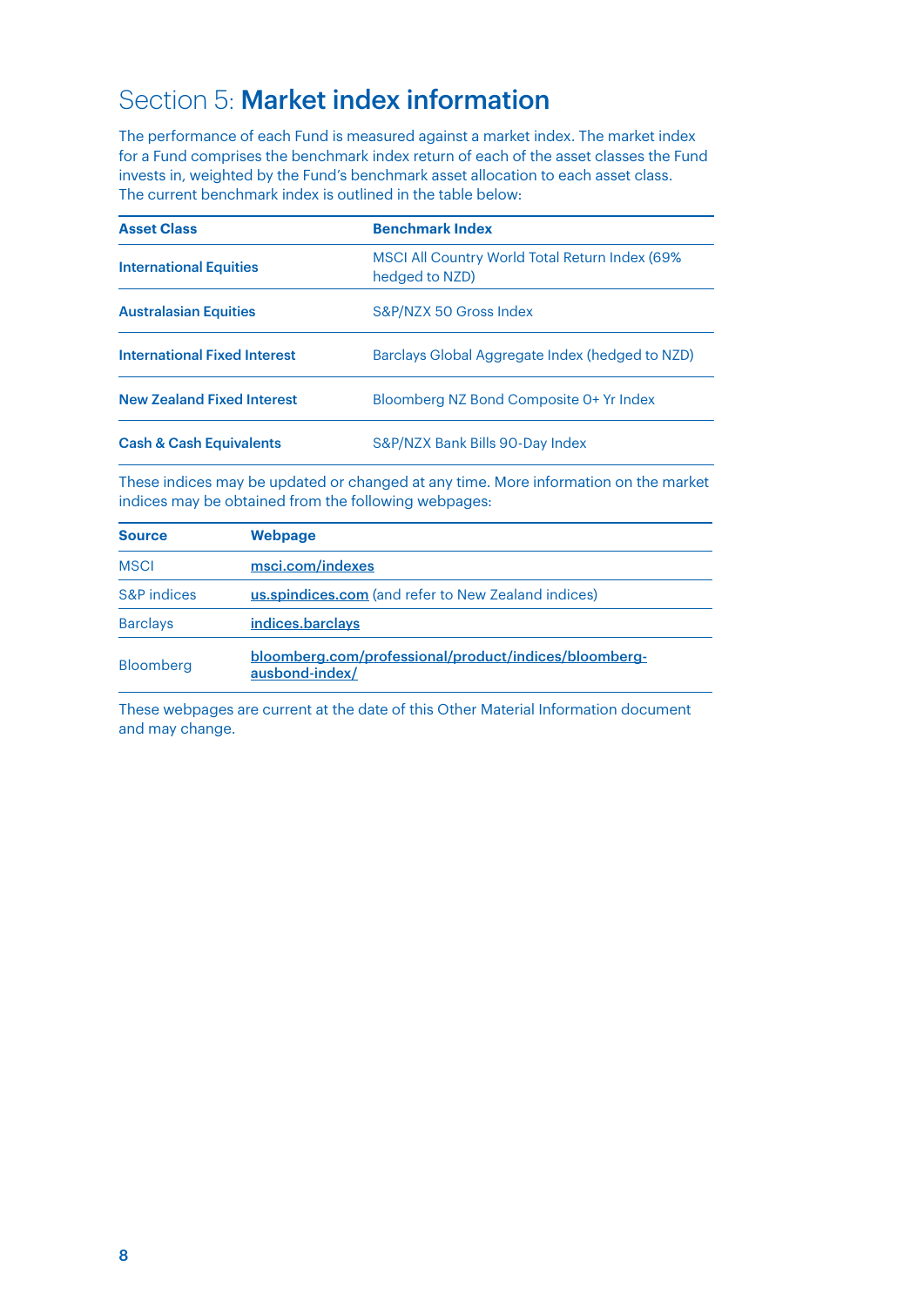# Section 5: **Market index information**

The performance of each Fund is measured against a market index. The market index for a Fund comprises the benchmark index return of each of the asset classes the Fund invests in, weighted by the Fund's benchmark asset allocation to each asset class. The current benchmark index is outlined in the table below:

| Asset Class | Benchmark Index |
|---|---|
| **International Equities** | MSCI All Country World Total Return Index (69% hedged to NZD) |
| **Australasian Equities** | S&P/NZX 50 Gross Index |
| **International Fixed Interest** | Barclays Global Aggregate Index (hedged to NZD) |
| **New Zealand Fixed Interest** | Bloomberg NZ Bond Composite 0+ Yr Index |
| **Cash & Cash Equivalents** | S&P/NZX Bank Bills 90-Day Index |

These indices may be updated or changed at any time. More information on the market indices may be obtained from the following webpages:

| Source | Webpage |
|---|---|
| MSCI | msci.com/indexes |
| S&P indices | us.spindices.com (and refer to New Zealand indices) |
| Barclays | indices.barclays |
| Bloomberg | bloomberg.com/professional/product/indices/bloomberg-ausbond-index/ |

These webpages are current at the date of this Other Material Information document and may change.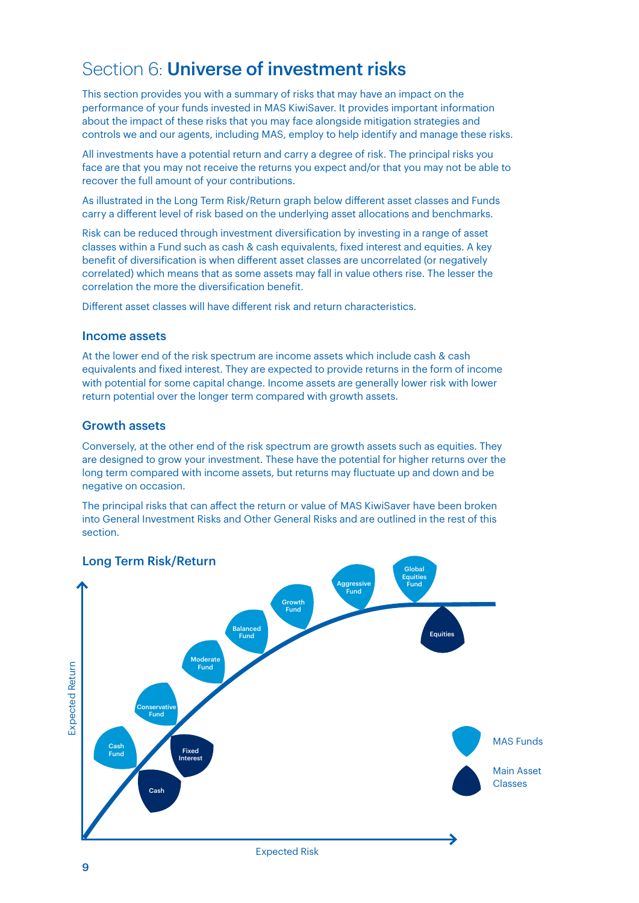# Section 6: **Universe of investment risks**

This section provides you with a summary of risks that may have an impact on the performance of your funds invested in MAS KiwiSaver. It provides important information about the impact of these risks that you may face alongside mitigation strategies and controls we and our agents, including MAS, employ to help identify and manage these risks.

All investments have a potential return and carry a degree of risk. The principal risks you face are that you may not receive the returns you expect and/or that you may not be able to recover the full amount of your contributions.

As illustrated in the Long Term Risk/Return graph below different asset classes and Funds carry a different level of risk based on the underlying asset allocations and benchmarks.

Risk can be reduced through investment diversification by investing in a range of asset classes within a Fund such as cash & cash equivalents, fixed interest and equities. A key benefit of diversification is when different asset classes are uncorrelated (or negatively correlated) which means that as some assets may fall in value others rise. The lesser the correlation the more the diversification benefit.

Different asset classes will have different risk and return characteristics.

### Income assets

At the lower end of the risk spectrum are income assets which include cash & cash equivalents and fixed interest. They are expected to provide returns in the form of income with potential for some capital change. Income assets are generally lower risk with lower return potential over the longer term compared with growth assets.

### Growth assets

Conversely, at the other end of the risk spectrum are growth assets such as equities. They are designed to grow your investment. These have the potential for higher returns over the long term compared with income assets, but returns may fluctuate up and down and be negative on occasion.

The principal risks that can affect the return or value of MAS KiwiSaver have been broken into General Investment Risks and Other General Risks and are outlined in the rest of this section.

### Long Term Risk/Return

Expected Return

Cash Fund, Conservative Fund, Moderate Fund, Balanced Fund, Growth Fund, Aggressive Fund, Global Equities Fund

Cash, Fixed Interest, Equities

MAS Funds

Main Asset Classes

Expected Risk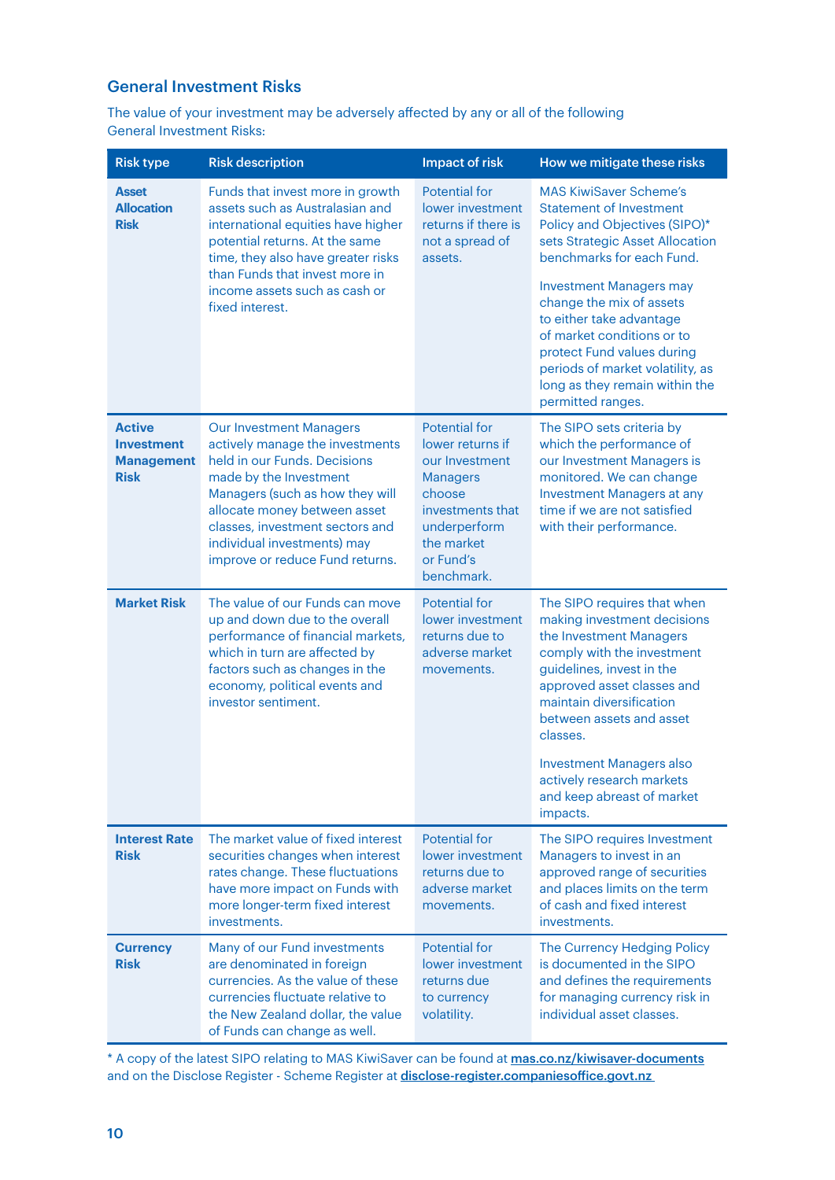## General Investment Risks

The value of your investment may be adversely affected by any or all of the following General Investment Risks:

| Risk type | Risk description | Impact of risk | How we mitigate these risks |
|---|---|---|---|
| **Asset Allocation Risk** | Funds that invest more in growth assets such as Australasian and international equities have higher potential returns. At the same time, they also have greater risks than Funds that invest more in income assets such as cash or fixed interest. | Potential for lower investment returns if there is not a spread of assets. | MAS KiwiSaver Scheme's Statement of Investment Policy and Objectives (SIPO)* sets Strategic Asset Allocation benchmarks for each Fund.<br><br>Investment Managers may change the mix of assets to either take advantage of market conditions or to protect Fund values during periods of market volatility, as long as they remain within the permitted ranges. |
| **Active Investment Management Risk** | Our Investment Managers actively manage the investments held in our Funds. Decisions made by the Investment Managers (such as how they will allocate money between asset classes, investment sectors and individual investments) may improve or reduce Fund returns. | Potential for lower returns if our Investment Managers choose investments that underperform the market or Fund's benchmark. | The SIPO sets criteria by which the performance of our Investment Managers is monitored. We can change Investment Managers at any time if we are not satisfied with their performance. |
| **Market Risk** | The value of our Funds can move up and down due to the overall performance of financial markets, which in turn are affected by factors such as changes in the economy, political events and investor sentiment. | Potential for lower investment returns due to adverse market movements. | The SIPO requires that when making investment decisions the Investment Managers comply with the investment guidelines, invest in the approved asset classes and maintain diversification between assets and asset classes.<br><br>Investment Managers also actively research markets and keep abreast of market impacts. |
| **Interest Rate Risk** | The market value of fixed interest securities changes when interest rates change. These fluctuations have more impact on Funds with more longer-term fixed interest investments. | Potential for lower investment returns due to adverse market movements. | The SIPO requires Investment Managers to invest in an approved range of securities and places limits on the term of cash and fixed interest investments. |
| **Currency Risk** | Many of our Fund investments are denominated in foreign currencies. As the value of these currencies fluctuate relative to the New Zealand dollar, the value of Funds can change as well. | Potential for lower investment returns due to currency volatility. | The Currency Hedging Policy is documented in the SIPO and defines the requirements for managing currency risk in individual asset classes. |

* A copy of the latest SIPO relating to MAS KiwiSaver can be found at mas.co.nz/kiwisaver-documents and on the Disclose Register - Scheme Register at disclose-register.companiesoffice.govt.nz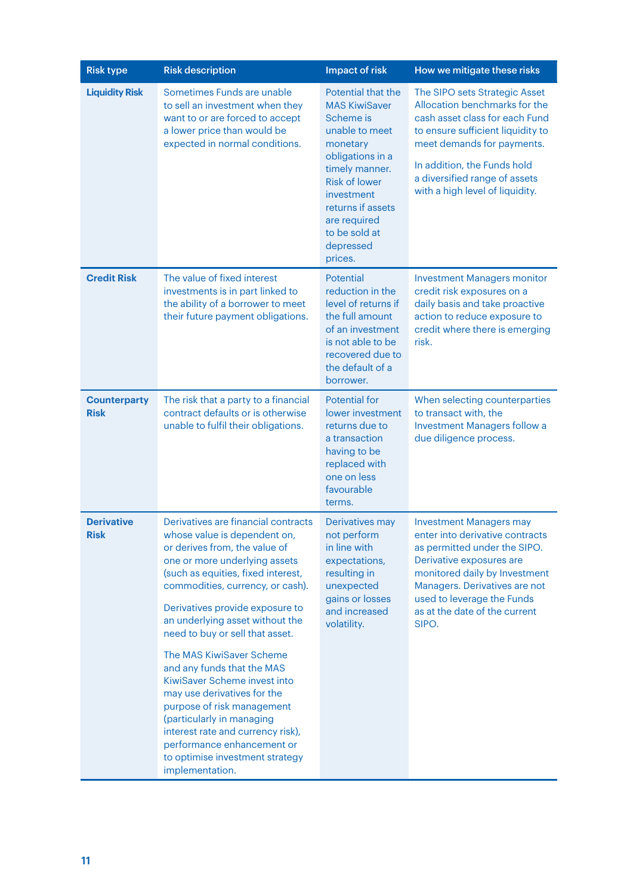| Risk type | Risk description | Impact of risk | How we mitigate these risks |
|---|---|---|---|
| **Liquidity Risk** | Sometimes Funds are unable to sell an investment when they want to or are forced to accept a lower price than would be expected in normal conditions. | Potential that the MAS KiwiSaver Scheme is unable to meet monetary obligations in a timely manner. Risk of lower investment returns if assets are required to be sold at depressed prices. | The SIPO sets Strategic Asset Allocation benchmarks for the cash asset class for each Fund to ensure sufficient liquidity to meet demands for payments.<br><br>In addition, the Funds hold a diversified range of assets with a high level of liquidity. |
| **Credit Risk** | The value of fixed interest investments is in part linked to the ability of a borrower to meet their future payment obligations. | Potential reduction in the level of returns if the full amount of an investment is not able to be recovered due to the default of a borrower. | Investment Managers monitor credit risk exposures on a daily basis and take proactive action to reduce exposure to credit where there is emerging risk. |
| **Counterparty Risk** | The risk that a party to a financial contract defaults or is otherwise unable to fulfil their obligations. | Potential for lower investment returns due to a transaction having to be replaced with one on less favourable terms. | When selecting counterparties to transact with, the Investment Managers follow a due diligence process. |
| **Derivative Risk** | Derivatives are financial contracts whose value is dependent on, or derives from, the value of one or more underlying assets (such as equities, fixed interest, commodities, currency, or cash).<br><br>Derivatives provide exposure to an underlying asset without the need to buy or sell that asset.<br><br>The MAS KiwiSaver Scheme and any funds that the MAS KiwiSaver Scheme invest into may use derivatives for the purpose of risk management (particularly in managing interest rate and currency risk), performance enhancement or to optimise investment strategy implementation. | Derivatives may not perform in line with expectations, resulting in unexpected gains or losses and increased volatility. | Investment Managers may enter into derivative contracts as permitted under the SIPO. Derivative exposures are monitored daily by Investment Managers. Derivatives are not used to leverage the Funds as at the date of the current SIPO. |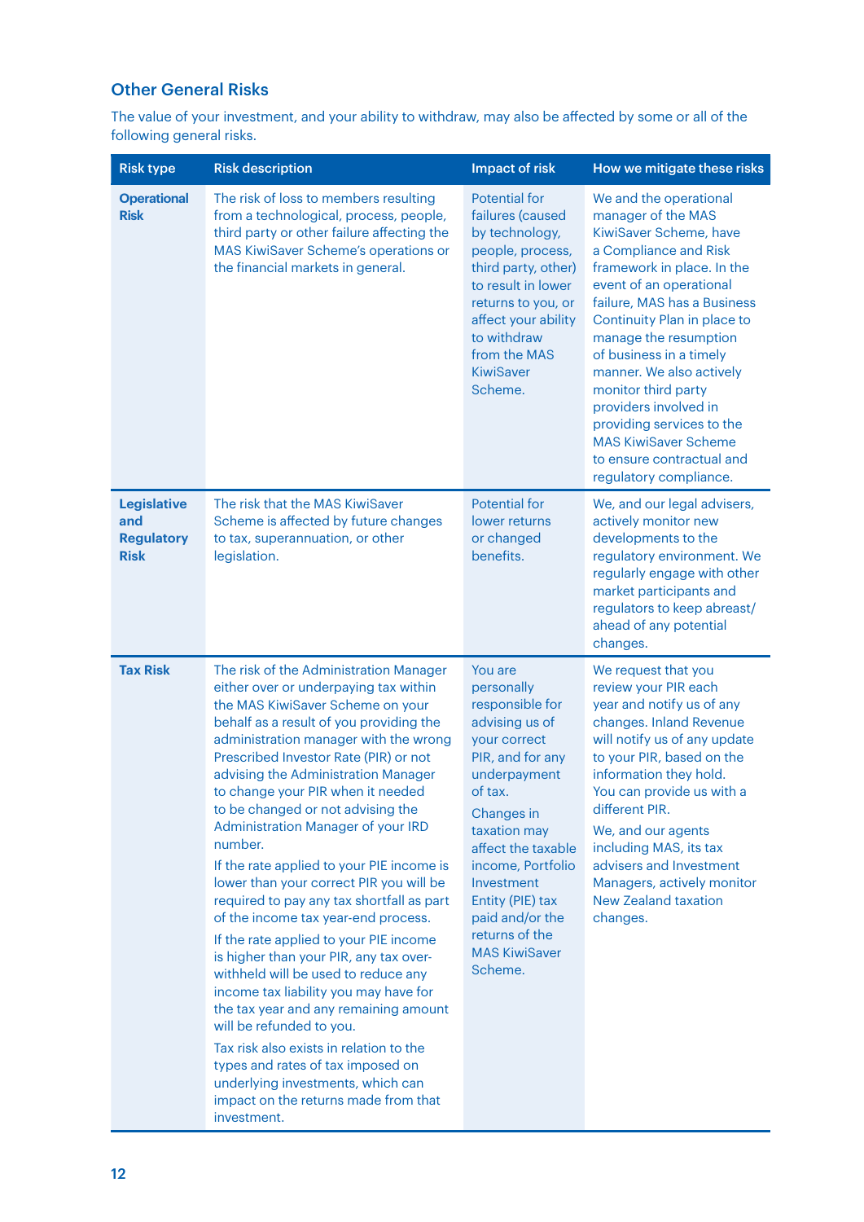## Other General Risks

The value of your investment, and your ability to withdraw, may also be affected by some or all of the following general risks.

| Risk type | Risk description | Impact of risk | How we mitigate these risks |
|---|---|---|---|
| **Operational Risk** | The risk of loss to members resulting from a technological, process, people, third party or other failure affecting the MAS KiwiSaver Scheme's operations or the financial markets in general. | Potential for failures (caused by technology, people, process, third party, other) to result in lower returns to you, or affect your ability to withdraw from the MAS KiwiSaver Scheme. | We and the operational manager of the MAS KiwiSaver Scheme, have a Compliance and Risk framework in place. In the event of an operational failure, MAS has a Business Continuity Plan in place to manage the resumption of business in a timely manner. We also actively monitor third party providers involved in providing services to the MAS KiwiSaver Scheme to ensure contractual and regulatory compliance. |
| **Legislative and Regulatory Risk** | The risk that the MAS KiwiSaver Scheme is affected by future changes to tax, superannuation, or other legislation. | Potential for lower returns or changed benefits. | We, and our legal advisers, actively monitor new developments to the regulatory environment. We regularly engage with other market participants and regulators to keep abreast/ ahead of any potential changes. |
| **Tax Risk** | The risk of the Administration Manager either over or underpaying tax within the MAS KiwiSaver Scheme on your behalf as a result of you providing the administration manager with the wrong Prescribed Investor Rate (PIR) or not advising the Administration Manager to change your PIR when it needed to be changed or not advising the Administration Manager of your IRD number.<br><br>If the rate applied to your PIE income is lower than your correct PIR you will be required to pay any tax shortfall as part of the income tax year-end process.<br><br>If the rate applied to your PIE income is higher than your PIR, any tax over-withheld will be used to reduce any income tax liability you may have for the tax year and any remaining amount will be refunded to you.<br><br>Tax risk also exists in relation to the types and rates of tax imposed on underlying investments, which can impact on the returns made from that investment. | You are personally responsible for advising us of your correct PIR, and for any underpayment of tax.<br><br>Changes in taxation may affect the taxable income, Portfolio Investment Entity (PIE) tax paid and/or the returns of the MAS KiwiSaver Scheme. | We request that you review your PIR each year and notify us of any changes. Inland Revenue will notify us of any update to your PIR, based on the information they hold. You can provide us with a different PIR.<br><br>We, and our agents including MAS, its tax advisers and Investment Managers, actively monitor New Zealand taxation changes. |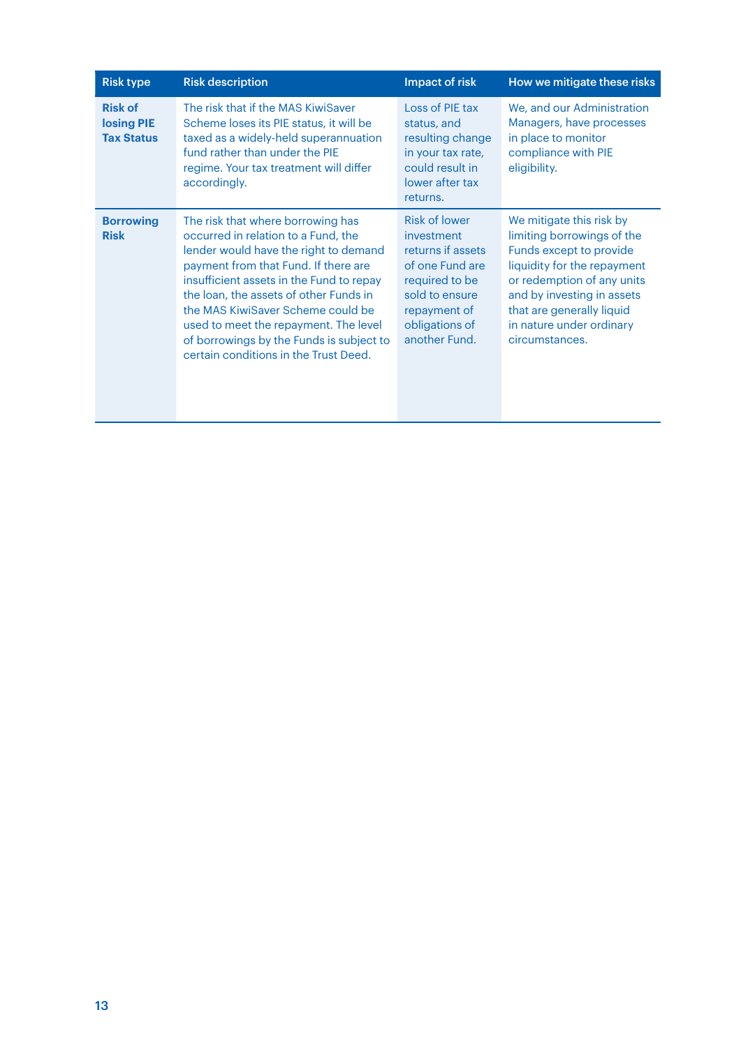| Risk type | Risk description | Impact of risk | How we mitigate these risks |
|---|---|---|---|
| **Risk of losing PIE Tax Status** | The risk that if the MAS KiwiSaver Scheme loses its PIE status, it will be taxed as a widely-held superannuation fund rather than under the PIE regime. Your tax treatment will differ accordingly. | Loss of PIE tax status, and resulting change in your tax rate, could result in lower after tax returns. | We, and our Administration Managers, have processes in place to monitor compliance with PIE eligibility. |
| **Borrowing Risk** | The risk that where borrowing has occurred in relation to a Fund, the lender would have the right to demand payment from that Fund. If there are insufficient assets in the Fund to repay the loan, the assets of other Funds in the MAS KiwiSaver Scheme could be used to meet the repayment. The level of borrowings by the Funds is subject to certain conditions in the Trust Deed. | Risk of lower investment returns if assets of one Fund are required to be sold to ensure repayment of obligations of another Fund. | We mitigate this risk by limiting borrowings of the Funds except to provide liquidity for the repayment or redemption of any units and by investing in assets that are generally liquid in nature under ordinary circumstances. |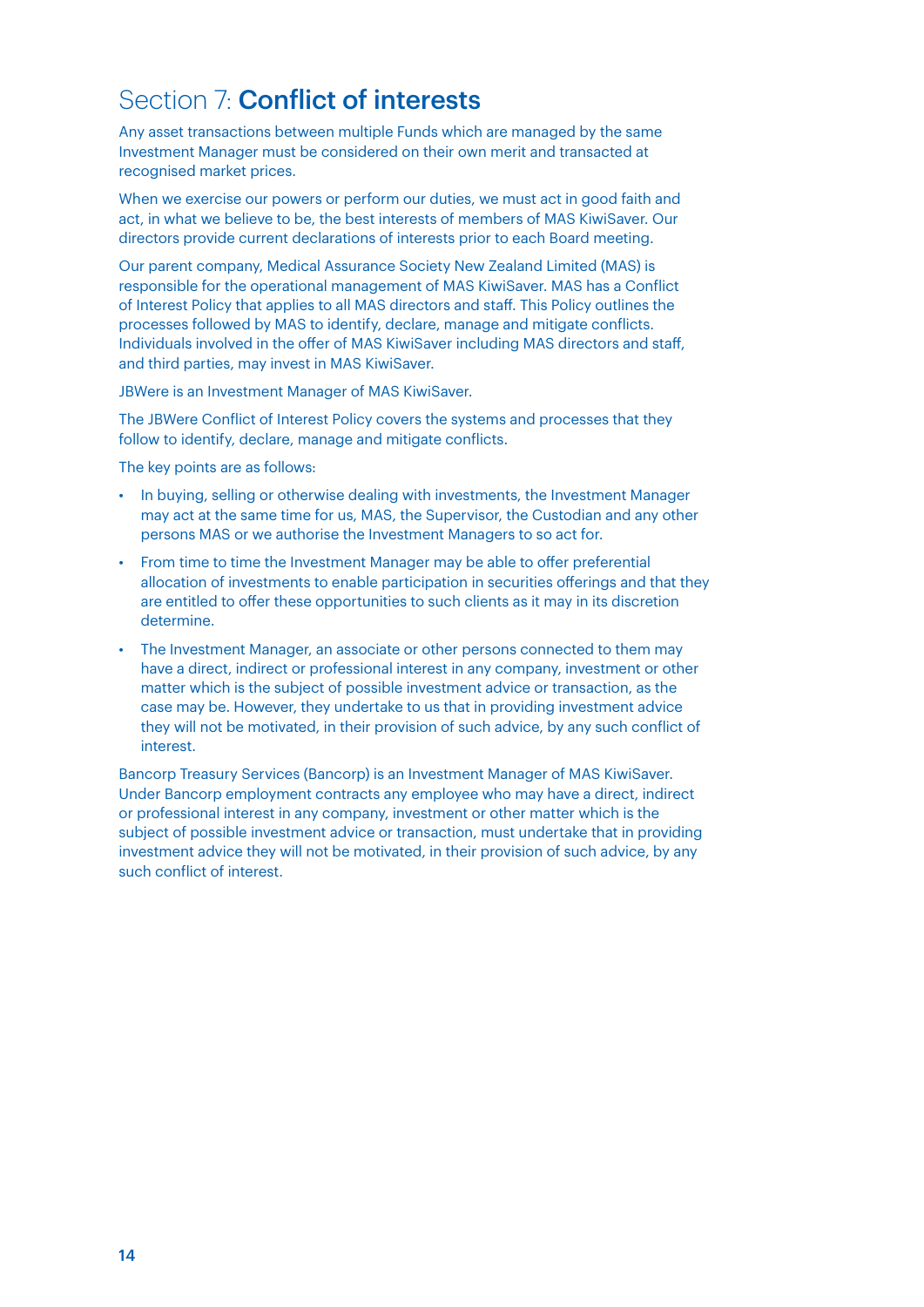# Section 7: **Conflict of interests**

Any asset transactions between multiple Funds which are managed by the same Investment Manager must be considered on their own merit and transacted at recognised market prices.

When we exercise our powers or perform our duties, we must act in good faith and act, in what we believe to be, the best interests of members of MAS KiwiSaver. Our directors provide current declarations of interests prior to each Board meeting.

Our parent company, Medical Assurance Society New Zealand Limited (MAS) is responsible for the operational management of MAS KiwiSaver. MAS has a Conflict of Interest Policy that applies to all MAS directors and staff. This Policy outlines the processes followed by MAS to identify, declare, manage and mitigate conflicts. Individuals involved in the offer of MAS KiwiSaver including MAS directors and staff, and third parties, may invest in MAS KiwiSaver.

JBWere is an Investment Manager of MAS KiwiSaver.

The JBWere Conflict of Interest Policy covers the systems and processes that they follow to identify, declare, manage and mitigate conflicts.

The key points are as follows:

- In buying, selling or otherwise dealing with investments, the Investment Manager may act at the same time for us, MAS, the Supervisor, the Custodian and any other persons MAS or we authorise the Investment Managers to so act for.
- From time to time the Investment Manager may be able to offer preferential allocation of investments to enable participation in securities offerings and that they are entitled to offer these opportunities to such clients as it may in its discretion determine.
- The Investment Manager, an associate or other persons connected to them may have a direct, indirect or professional interest in any company, investment or other matter which is the subject of possible investment advice or transaction, as the case may be. However, they undertake to us that in providing investment advice they will not be motivated, in their provision of such advice, by any such conflict of interest.

Bancorp Treasury Services (Bancorp) is an Investment Manager of MAS KiwiSaver. Under Bancorp employment contracts any employee who may have a direct, indirect or professional interest in any company, investment or other matter which is the subject of possible investment advice or transaction, must undertake that in providing investment advice they will not be motivated, in their provision of such advice, by any such conflict of interest.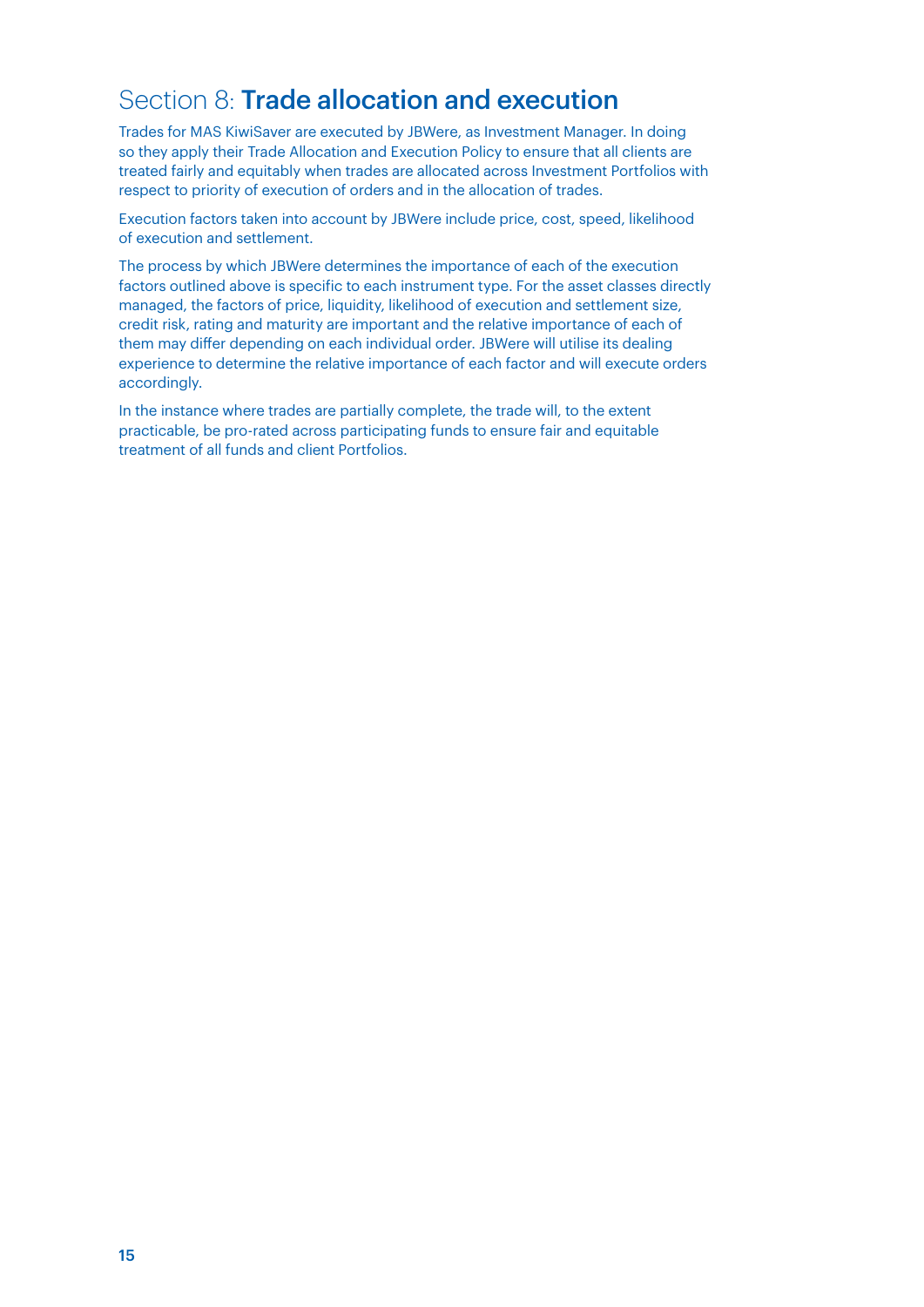# Section 8: **Trade allocation and execution**

Trades for MAS KiwiSaver are executed by JBWere, as Investment Manager. In doing so they apply their Trade Allocation and Execution Policy to ensure that all clients are treated fairly and equitably when trades are allocated across Investment Portfolios with respect to priority of execution of orders and in the allocation of trades.

Execution factors taken into account by JBWere include price, cost, speed, likelihood of execution and settlement.

The process by which JBWere determines the importance of each of the execution factors outlined above is specific to each instrument type. For the asset classes directly managed, the factors of price, liquidity, likelihood of execution and settlement size, credit risk, rating and maturity are important and the relative importance of each of them may differ depending on each individual order. JBWere will utilise its dealing experience to determine the relative importance of each factor and will execute orders accordingly.

In the instance where trades are partially complete, the trade will, to the extent practicable, be pro-rated across participating funds to ensure fair and equitable treatment of all funds and client Portfolios.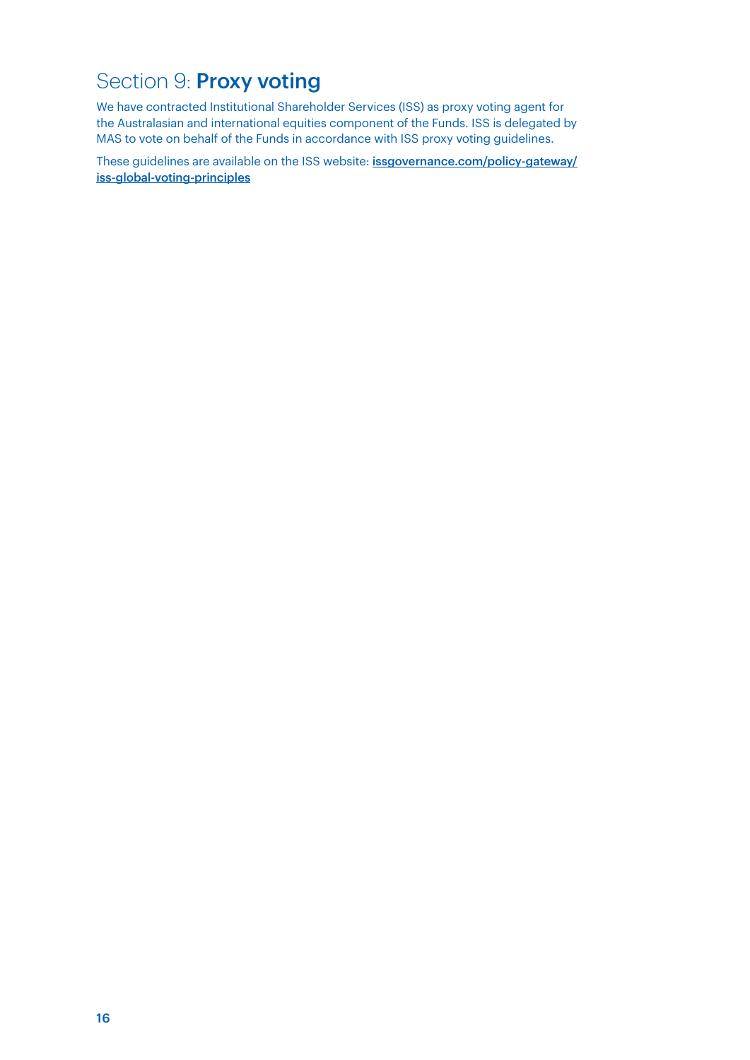# Section 9: **Proxy voting**

We have contracted Institutional Shareholder Services (ISS) as proxy voting agent for the Australasian and international equities component of the Funds. ISS is delegated by MAS to vote on behalf of the Funds in accordance with ISS proxy voting guidelines.

These guidelines are available on the ISS website: **issgovernance.com/policy-gateway/iss-global-voting-principles**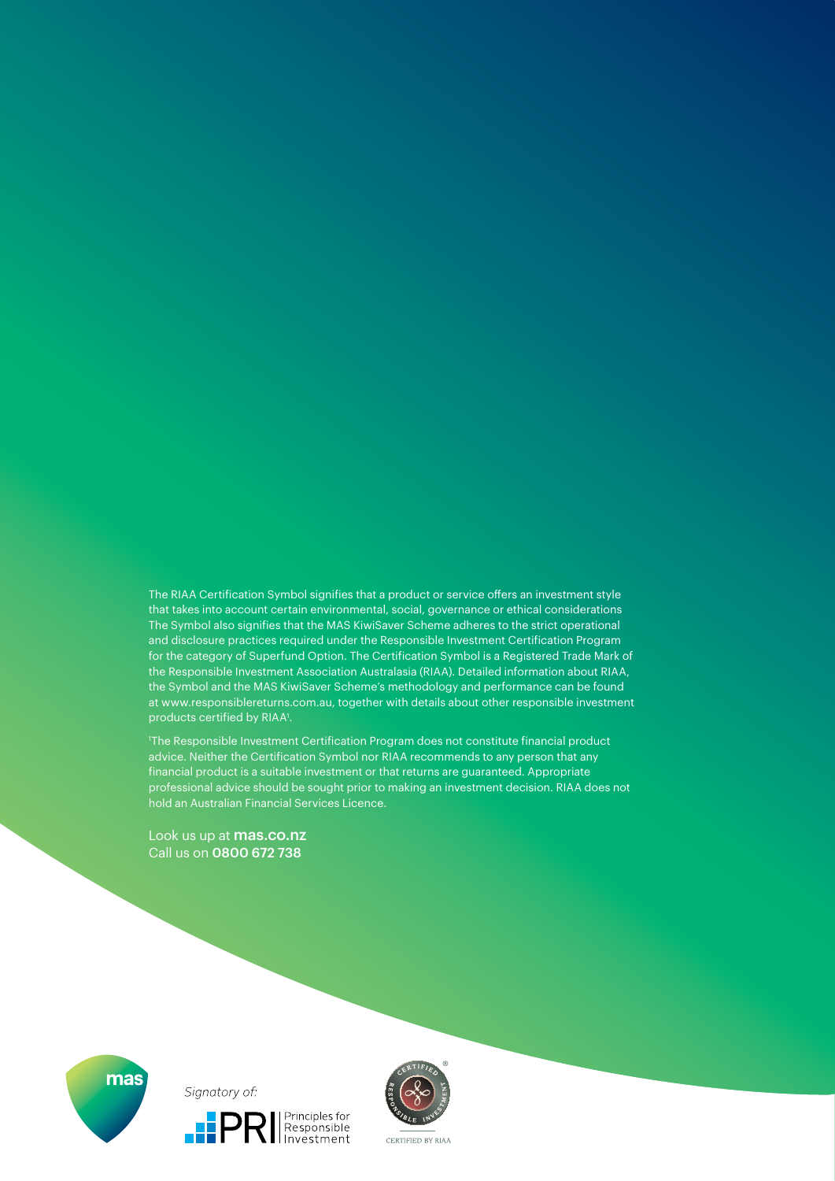The RIAA Certification Symbol signifies that a product or service offers an investment style that takes into account certain environmental, social, governance or ethical considerations The Symbol also signifies that the MAS KiwiSaver Scheme adheres to the strict operational and disclosure practices required under the Responsible Investment Certification Program for the category of Superfund Option. The Certification Symbol is a Registered Trade Mark of the Responsible Investment Association Australasia (RIAA). Detailed information about RIAA, the Symbol and the MAS KiwiSaver Scheme's methodology and performance can be found at www.responsiblereturns.com.au, together with details about other responsible investment products certified by RIAA[1].

[1]The Responsible Investment Certification Program does not constitute financial product advice. Neither the Certification Symbol nor RIAA recommends to any person that any financial product is a suitable investment or that returns are guaranteed. Appropriate professional advice should be sought prior to making an investment decision. RIAA does not hold an Australian Financial Services Licence.

Look us up at **mas.co.nz**
Call us on **0800 672 738**

mas

*Signatory of:*

PRI Principles for Responsible Investment

CERTIFIED RESPONSIBLE INVESTMENT®

CERTIFIED BY RIAA